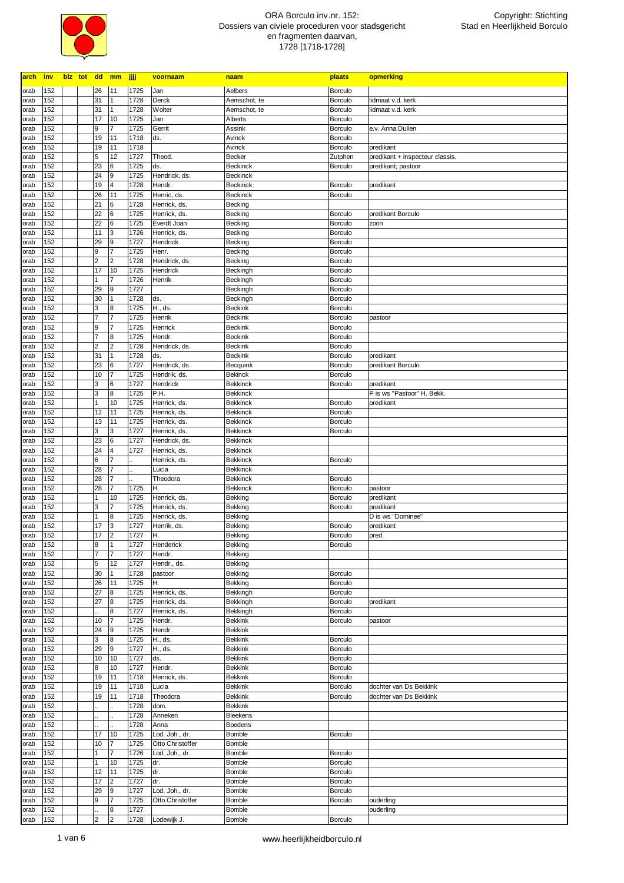# ORA Borculo inv.nr. 152: Dossiers van civiele proceduren voor stadsgericht en fragmenten daarvan, 1728 [1718-1728]

Copyright: Stichting Stad en Heerlijkheid Borculo

| arch | inv | blz | tot | dd | mm | jjjj | voornaam | naam | plaats | opmerking |
|---|---|---|---|---|---|---|---|---|---|---|
| orab | 152 | | | 26 | 11 | 1725 | Jan | Aelbers | Borculo | |
| orab | 152 | | | 31 | 1 | 1728 | Derck | Aemschot, te | Borculo | lidmaat v.d. kerk |
| orab | 152 | | | 31 | 1 | 1728 | Wolter | Aemschot, te | Borculo | lidmaat v.d. kerk |
| orab | 152 | | | 17 | 10 | 1725 | Jan | Alberts | Borculo | |
| orab | 152 | | | 9 | 7 | 1725 | Gerrit | Assink | Borculo | e.v. Anna Dullen |
| orab | 152 | | | 19 | 11 | 1718 | ds. | Avinck | Borculo | |
| orab | 152 | | | 19 | 11 | 1718 | | Avinck | Borculo | predikant |
| orab | 152 | | | 5 | 12 | 1727 | Theod. | Becker | Zutphen | predikant + inspecteur classis. |
| orab | 152 | | | 23 | 6 | 1725 | ds. | Beckinck | Borculo | predikant; pastoor |
| orab | 152 | | | 24 | 9 | 1725 | Hendrick, ds. | Beckinck | | |
| orab | 152 | | | 19 | 4 | 1728 | Hendr. | Beckinck | Borculo | predikant |
| orab | 152 | | | 26 | 11 | 1725 | Henric, ds. | Beckinck | Borculo | |
| orab | 152 | | | 21 | 6 | 1728 | Henrick, ds. | Becking | | |
| orab | 152 | | | 22 | 6 | 1725 | Henrick, ds. | Becking | Borculo | predikant Borculo |
| orab | 152 | | | 22 | 6 | 1725 | Everdt Joan | Becking | Borculo | zoon |
| orab | 152 | | | 11 | 3 | 1726 | Henrick, ds. | Becking | Borculo | |
| orab | 152 | | | 29 | 9 | 1727 | Hendrick | Becking | Borculo | |
| orab | 152 | | | 9 | 7 | 1725 | Henr. | Becking | Borculo | |
| orab | 152 | | | 2 | 2 | 1728 | Hendrick, ds. | Becking | Borculo | |
| orab | 152 | | | 17 | 10 | 1725 | Hendrick | Beckingh | Borculo | |
| orab | 152 | | | 1 | 7 | 1726 | Henrik | Beckingh | Borculo | |
| orab | 152 | | | 29 | 9 | 1727 | | Beckingh | Borculo | |
| orab | 152 | | | 30 | 1 | 1728 | ds. | Beckingh | Borculo | |
| orab | 152 | | | 3 | 8 | 1725 | H., ds. | Beckink | Borculo | |
| orab | 152 | | | 7 | 7 | 1725 | Henrik | Beckink | Borculo | pastoor |
| orab | 152 | | | 9 | 7 | 1725 | Henrick | Beckink | Borculo | |
| orab | 152 | | | 7 | 8 | 1725 | Hendr. | Beckink | Borculo | |
| orab | 152 | | | 2 | 2 | 1728 | Hendrick, ds. | Beckink | Borculo | |
| orab | 152 | | | 31 | 1 | 1728 | ds. | Beckink | Borculo | predikant |
| orab | 152 | | | 23 | 6 | 1727 | Hendrick, ds. | Becquink | Borculo | predikant Borculo |
| orab | 152 | | | 10 | 7 | 1725 | Hendrik, ds. | Bekinck | Borculo | |
| orab | 152 | | | 3 | 6 | 1727 | Hendrick | Bekkinck | Borculo | predikant |
| orab | 152 | | | 3 | 8 | 1725 | P.H. | Bekkinck | | P is ws "Pastoor" H. Bekk. |
| orab | 152 | | | 1 | 10 | 1725 | Henrick, ds. | Bekkinck | Borculo | predikant |
| orab | 152 | | | 12 | 11 | 1725 | Henrick, ds. | Bekkinck | Borculo | |
| orab | 152 | | | 13 | 11 | 1725 | Henrick, ds. | Bekkinck | Borculo | |
| orab | 152 | | | 3 | 3 | 1727 | Henrick, ds. | Bekkinck | Borculo | |
| orab | 152 | | | 23 | 6 | 1727 | Hendrick, ds. | Bekkinck | | |
| orab | 152 | | | 24 | 4 | 1727 | Henrick, ds. | Bekkinck | | |
| orab | 152 | | | 6 | 7 | .. | Henrick, ds. | Bekkinck | Borculo | |
| orab | 152 | | | 28 | 7 | .. | Lucia | Bekkinck | | |
| orab | 152 | | | 28 | 7 | .. | Theodora | Bekkinck | Borculo | |
| orab | 152 | | | 28 | 7 | 1725 | H. | Bekkinck | Borculo | pastoor |
| orab | 152 | | | 1 | 10 | 1725 | Henrick, ds. | Bekking | Borculo | predikant |
| orab | 152 | | | 3 | 7 | 1725 | Henrick, ds. | Bekking | Borculo | predikant |
| orab | 152 | | | 1 | 8 | 1725 | Henrick, ds. | Bekking | | D is ws "Dominee" |
| orab | 152 | | | 17 | 3 | 1727 | Henrik, ds. | Bekking | Borculo | predikant |
| orab | 152 | | | 17 | 2 | 1727 | H. | Bekking | Borculo | pred. |
| orab | 152 | | | 8 | 1 | 1727 | Henderick | Bekking | Borculo | |
| orab | 152 | | | 7 | 7 | 1727 | Hendr. | Bekking | | |
| orab | 152 | | | 5 | 12 | 1727 | Hendr., ds. | Bekking | | |
| orab | 152 | | | 30 | 1 | 1728 | pastoor | Bekking | Borculo | |
| orab | 152 | | | 26 | 11 | 1725 | H. | Bekking | Borculo | |
| orab | 152 | | | 27 | 8 | 1725 | Henrick, ds. | Bekkingh | Borculo | |
| orab | 152 | | | 27 | 8 | 1725 | Henrick, ds. | Bekkingh | Borculo | predikant |
| orab | 152 | | | .. | 8 | 1727 | Henrick, ds. | Bekkingh | Borculo | |
| orab | 152 | | | 10 | 7 | 1725 | Hendr. | Bekkink | Borculo | pastoor |
| orab | 152 | | | 24 | 9 | 1725 | Hendr. | Bekkink | | |
| orab | 152 | | | 3 | 8 | 1725 | H., ds. | Bekkink | Borculo | |
| orab | 152 | | | 29 | 9 | 1727 | H., ds. | Bekkink | Borculo | |
| orab | 152 | | | 10 | 10 | 1727 | ds. | Bekkink | Borculo | |
| orab | 152 | | | 8 | 10 | 1727 | Hendr. | Bekkink | Borculo | |
| orab | 152 | | | 19 | 11 | 1718 | Henrick, ds. | Bekkink | Borculo | |
| orab | 152 | | | 19 | 11 | 1718 | Lucia | Bekkink | Borculo | dochter van Ds Bekkink |
| orab | 152 | | | 19 | 11 | 1718 | Theodora | Bekkink | Borculo | dochter van Ds Bekkink |
| orab | 152 | | | .. | .. | 1728 | dom. | Bekkink | | |
| orab | 152 | | | .. | .. | 1728 | Anneken | Bleekens | | |
| orab | 152 | | | .. | .. | 1728 | Anna | Boedens | | |
| orab | 152 | | | 17 | 10 | 1725 | Lod. Joh., dr. | Bomble | Borculo | |
| orab | 152 | | | 10 | 7 | 1725 | Otto Christoffer | Bomble | | |
| orab | 152 | | | 1 | 7 | 1726 | Lod. Joh., dr. | Bomble | Borculo | |
| orab | 152 | | | 1 | 10 | 1725 | dr. | Bomble | Borculo | |
| orab | 152 | | | 12 | 11 | 1725 | dr. | Bomble | Borculo | |
| orab | 152 | | | 17 | 2 | 1727 | dr. | Bomble | Borculo | |
| orab | 152 | | | 29 | 9 | 1727 | Lod. Joh., dr. | Bomble | Borculo | |
| orab | 152 | | | 9 | 7 | 1725 | Otto Christoffer | Bomble | Borculo | ouderling |
| orab | 152 | | | .. | 8 | 1727 | | Bomble | | ouderling |
| orab | 152 | | | 2 | 2 | 1728 | Lodewijk J. | Bomble | Borculo | |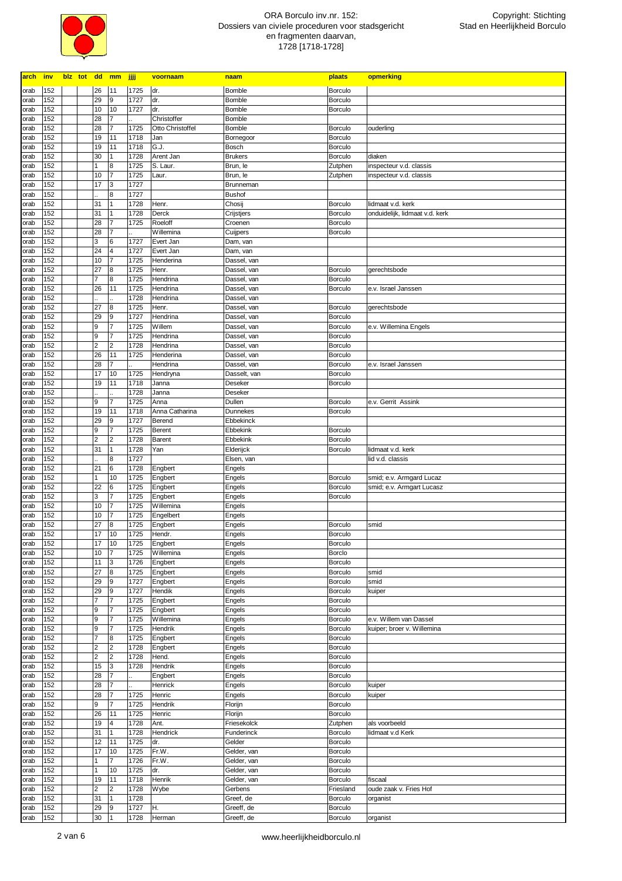# ORA Borculo inv.nr. 152: Dossiers van civiele proceduren voor stadsgericht en fragmenten daarvan, 1728 [1718-1728]

Copyright: Stichting Stad en Heerlijkheid Borculo

| arch | inv | blz | tot | dd | mm | jjjj | voornaam | naam | plaats | opmerking |
|---|---|---|---|---|---|---|---|---|---|---|
| orab | 152 | | | 26 | 11 | 1725 | dr. | Bomble | Borculo | |
| orab | 152 | | | 29 | 9 | 1727 | dr. | Bomble | Borculo | |
| orab | 152 | | | 10 | 10 | 1727 | dr. | Bomble | Borculo | |
| orab | 152 | | | 28 | 7 | .. | Christoffer | Bomble | | |
| orab | 152 | | | 28 | 7 | 1725 | Otto Christoffel | Bomble | Borculo | ouderling |
| orab | 152 | | | 19 | 11 | 1718 | Jan | Bornegoor | Borculo | |
| orab | 152 | | | 19 | 11 | 1718 | G.J. | Bosch | Borculo | |
| orab | 152 | | | 30 | 1 | 1728 | Arent Jan | Brukers | Borculo | diaken |
| orab | 152 | | | 1 | 8 | 1725 | S. Laur. | Brun, le | Zutphen | inspecteur v.d. classis |
| orab | 152 | | | 10 | 7 | 1725 | Laur. | Brun, le | Zutphen | inspecteur v.d. classis |
| orab | 152 | | | 17 | 3 | 1727 | | Brunneman | | |
| orab | 152 | | | .. | 8 | 1727 | | Bushof | | |
| orab | 152 | | | 31 | 1 | 1728 | Henr. | Chosij | Borculo | lidmaat v.d. kerk |
| orab | 152 | | | 31 | 1 | 1728 | Derck | Crijstjers | Borculo | onduidelijk, lidmaat v.d. kerk |
| orab | 152 | | | 28 | 7 | 1725 | Roeloff | Croenen | Borculo | |
| orab | 152 | | | 28 | 7 | .. | Willemina | Cuijpers | Borculo | |
| orab | 152 | | | 3 | 6 | 1727 | Evert Jan | Dam, van | | |
| orab | 152 | | | 24 | 4 | 1727 | Evert Jan | Dam, van | | |
| orab | 152 | | | 10 | 7 | 1725 | Henderina | Dassel, van | | |
| orab | 152 | | | 27 | 8 | 1725 | Henr. | Dassel, van | Borculo | gerechtsbode |
| orab | 152 | | | 7 | 8 | 1725 | Hendrina | Dassel, van | Borculo | |
| orab | 152 | | | 26 | 11 | 1725 | Hendrina | Dassel, van | Borculo | e.v. Israel Janssen |
| orab | 152 | | | .. | .. | 1728 | Hendrina | Dassel, van | | |
| orab | 152 | | | 27 | 8 | 1725 | Henr. | Dassel, van | Borculo | gerechtsbode |
| orab | 152 | | | 29 | 9 | 1727 | Hendrina | Dassel, van | Borculo | |
| orab | 152 | | | 9 | 7 | 1725 | Willem | Dassel, van | Borculo | e.v. Willemina Engels |
| orab | 152 | | | 9 | 7 | 1725 | Hendrina | Dassel, van | Borculo | |
| orab | 152 | | | 2 | 2 | 1728 | Hendrina | Dassel, van | Borculo | |
| orab | 152 | | | 26 | 11 | 1725 | Henderina | Dassel, van | Borculo | |
| orab | 152 | | | 28 | 7 | .. | Hendrina | Dassel, van | Borculo | e.v. Israel Janssen |
| orab | 152 | | | 17 | 10 | 1725 | Hendryna | Dasselt, van | Borculo | |
| orab | 152 | | | 19 | 11 | 1718 | Janna | Deseker | Borculo | |
| orab | 152 | | | .. | .. | 1728 | Janna | Deseker | | |
| orab | 152 | | | 9 | 7 | 1725 | Anna | Dullen | Borculo | e.v. Gerrit Assink |
| orab | 152 | | | 19 | 11 | 1718 | Anna Catharina | Dunnekes | Borculo | |
| orab | 152 | | | 29 | 9 | 1727 | Berend | Ebbekinck | | |
| orab | 152 | | | 9 | 7 | 1725 | Berent | Ebbekink | Borculo | |
| orab | 152 | | | 2 | 2 | 1728 | Barent | Ebbekink | Borculo | |
| orab | 152 | | | 31 | 1 | 1728 | Yan | Elderijck | Borculo | lidmaat v.d. kerk |
| orab | 152 | | | .. | 8 | 1727 | | Elsen, van | | lid v.d. classis |
| orab | 152 | | | 21 | 6 | 1728 | Engbert | Engels | | |
| orab | 152 | | | 1 | 10 | 1725 | Engbert | Engels | Borculo | smid; e.v. Armgard Lucaz |
| orab | 152 | | | 22 | 6 | 1725 | Engbert | Engels | Borculo | smid; e.v. Armgart Lucasz |
| orab | 152 | | | 3 | 7 | 1725 | Engbert | Engels | Borculo | |
| orab | 152 | | | 10 | 7 | 1725 | Willemina | Engels | | |
| orab | 152 | | | 10 | 7 | 1725 | Engelbert | Engels | | |
| orab | 152 | | | 27 | 8 | 1725 | Engbert | Engels | Borculo | smid |
| orab | 152 | | | 17 | 10 | 1725 | Hendr. | Engels | Borculo | |
| orab | 152 | | | 17 | 10 | 1725 | Engbert | Engels | Borculo | |
| orab | 152 | | | 10 | 7 | 1725 | Willemina | Engels | Borclo | |
| orab | 152 | | | 11 | 3 | 1726 | Engbert | Engels | Borculo | |
| orab | 152 | | | 27 | 8 | 1725 | Engbert | Engels | Borculo | smid |
| orab | 152 | | | 29 | 9 | 1727 | Engbert | Engels | Borculo | smid |
| orab | 152 | | | 29 | 9 | 1727 | Hendik | Engels | Borculo | kuiper |
| orab | 152 | | | 7 | 7 | 1725 | Engbert | Engels | Borculo | |
| orab | 152 | | | 9 | 7 | 1725 | Engbert | Engels | Borculo | |
| orab | 152 | | | 9 | 7 | 1725 | Willemina | Engels | Borculo | e.v. Willem van Dassel |
| orab | 152 | | | 9 | 7 | 1725 | Hendrik | Engels | Borculo | kuiper; broer v. Willemina |
| orab | 152 | | | 7 | 8 | 1725 | Engbert | Engels | Borculo | |
| orab | 152 | | | 2 | 2 | 1728 | Engbert | Engels | Borculo | |
| orab | 152 | | | 2 | 2 | 1728 | Hend. | Engels | Borculo | |
| orab | 152 | | | 15 | 3 | 1728 | Hendrik | Engels | Borculo | |
| orab | 152 | | | 28 | 7 | .. | Engbert | Engels | Borculo | |
| orab | 152 | | | 28 | 7 | .. | Henrick | Engels | Borculo | kuiper |
| orab | 152 | | | 28 | 7 | 1725 | Henric | Engels | Borculo | kuiper |
| orab | 152 | | | 9 | 7 | 1725 | Hendrik | Florijn | Borculo | |
| orab | 152 | | | 26 | 11 | 1725 | Henric | Florijn | Borculo | |
| orab | 152 | | | 19 | 4 | 1728 | Ant. | Friesekolck | Zutphen | als voorbeeld |
| orab | 152 | | | 31 | 1 | 1728 | Hendrick | Funderinck | Borculo | lidmaat v.d Kerk |
| orab | 152 | | | 12 | 11 | 1725 | dr. | Gelder | Borculo | |
| orab | 152 | | | 17 | 10 | 1725 | Fr.W. | Gelder, van | Borculo | |
| orab | 152 | | | 1 | 7 | 1726 | Fr.W. | Gelder, van | Borculo | |
| orab | 152 | | | 1 | 10 | 1725 | dr. | Gelder, van | Borculo | |
| orab | 152 | | | 19 | 11 | 1718 | Henrik | Gelder, van | Borculo | fiscaal |
| orab | 152 | | | 2 | 2 | 1728 | Wybe | Gerbens | Friesland | oude zaak v. Fries Hof |
| orab | 152 | | | 31 | 1 | 1728 | | Greef, de | Borculo | organist |
| orab | 152 | | | 29 | 9 | 1727 | H. | Greeff, de | Borculo | |
| orab | 152 | | | 30 | 1 | 1728 | Herman | Greeff, de | Borculo | organist |

www.heerlijkheidborculo.nl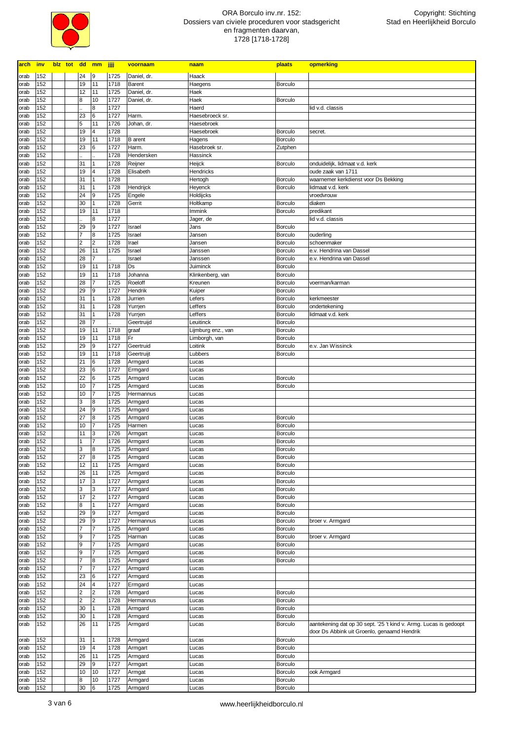# ORA Borculo inv.nr. 152: Dossiers van civiele proceduren voor stadsgericht en fragmenten daarvan, 1728 [1718-1728]

Copyright: Stichting Stad en Heerlijkheid Borculo

| arch | inv | blz | tot | dd | mm | jjjj | voornaam | naam | plaats | opmerking |
|---|---|---|---|---|---|---|---|---|---|---|
| orab | 152 | | | 24 | 9 | 1725 | Daniel, dr. | Haack | | |
| orab | 152 | | | 19 | 11 | 1718 | Barent | Haegens | Borculo | |
| orab | 152 | | | 12 | 11 | 1725 | Daniel, dr. | Haek | | |
| orab | 152 | | | 8 | 10 | 1727 | Daniel, dr. | Haek | Borculo | |
| orab | 152 | | | .. | 8 | 1727 | | Haerd | | lid v.d. classis |
| orab | 152 | | | 23 | 6 | 1727 | Harm. | Haesebroeck sr. | | |
| orab | 152 | | | 5 | 11 | 1726 | Johan, dr. | Haesebroek | | |
| orab | 152 | | | 19 | 4 | 1728 | | Haesebroek | Borculo | secret. |
| orab | 152 | | | 19 | 11 | 1718 | B arent | Hagens | Borculo | |
| orab | 152 | | | 23 | 6 | 1727 | Harm. | Hasebroek sr. | Zutphen | |
| orab | 152 | | | .. | .. | 1728 | Hendersken | Hassinck | | |
| orab | 152 | | | 31 | 1 | 1728 | Reijner | Heijck | Borculo | onduidelijk, lidmaat v.d. kerk |
| orab | 152 | | | 19 | 4 | 1728 | Elisabeth | Hendricks | | oude zaak van 1711 |
| orab | 152 | | | 31 | 1 | 1728 | | Hertogh | Borculo | waarnemer kerkdienst voor Ds Bekking |
| orab | 152 | | | 31 | 1 | 1728 | Hendrijck | Heyenck | Borculo | lidmaat v.d. kerk |
| orab | 152 | | | 24 | 9 | 1725 | Engele | Holdijcks | | vroedvrouw |
| orab | 152 | | | 30 | 1 | 1728 | Gerrit | Holtkamp | Borculo | diaken |
| orab | 152 | | | 19 | 11 | 1718 | | Immink | Borculo | predikant |
| orab | 152 | | | .. | 8 | 1727 | | Jager, de | | lid v.d. classis |
| orab | 152 | | | 29 | 9 | 1727 | Israel | Jans | Borculo | |
| orab | 152 | | | 7 | 8 | 1725 | Israel | Jansen | Borculo | ouderling |
| orab | 152 | | | 2 | 2 | 1728 | Irael | Jansen | Borculo | schoenmaker |
| orab | 152 | | | 26 | 11 | 1725 | Israel | Janssen | Borculo | e.v. Hendrina van Dassel |
| orab | 152 | | | 28 | 7 | .. | Israel | Janssen | Borculo | e.v. Hendrina van Dassel |
| orab | 152 | | | 19 | 11 | 1718 | Ds | Juiminck | Borculo | |
| orab | 152 | | | 19 | 11 | 1718 | Johanna | Klinkenberg, van | Borculo | |
| orab | 152 | | | 28 | 7 | 1725 | Roeloff | Kreunen | Borculo | voerman/karman |
| orab | 152 | | | 29 | 9 | 1727 | Hendrik | Kuiper | Borculo | |
| orab | 152 | | | 31 | 1 | 1728 | Jurrien | Lefers | Borculo | kerkmeester |
| orab | 152 | | | 31 | 1 | 1728 | Yurrjen | Leffers | Borculo | ondertekening |
| orab | 152 | | | 31 | 1 | 1728 | Yurrjen | Leffers | Borculo | lidmaat v.d. kerk |
| orab | 152 | | | 28 | 7 | .. | Geertruijd | Leuitinck | Borculo | |
| orab | 152 | | | 19 | 11 | 1718 | graaf | Lijmburg enz., van | Borculo | |
| orab | 152 | | | 19 | 11 | 1718 | Fr | Limborgh, van | Borculo | |
| orab | 152 | | | 29 | 9 | 1727 | Geertruid | Loitink | Borculo | e.v. Jan Wissinck |
| orab | 152 | | | 19 | 11 | 1718 | Geertruijt | Lubbers | Borculo | |
| orab | 152 | | | 21 | 6 | 1728 | Armgard | Lucas | | |
| orab | 152 | | | 23 | 6 | 1727 | Ermgard | Lucas | | |
| orab | 152 | | | 22 | 6 | 1725 | Armgard | Lucas | Borculo | |
| orab | 152 | | | 10 | 7 | 1725 | Armgard | Lucas | Borculo | |
| orab | 152 | | | 10 | 7 | 1725 | Hermannus | Lucas | | |
| orab | 152 | | | 3 | 8 | 1725 | Armgard | Lucas | | |
| orab | 152 | | | 24 | 9 | 1725 | Armgard | Lucas | | |
| orab | 152 | | | 27 | 8 | 1725 | Armgard | Lucas | Borculo | |
| orab | 152 | | | 10 | 7 | 1725 | Harmen | Lucas | Borculo | |
| orab | 152 | | | 11 | 3 | 1726 | Armgart | Lucas | Borculo | |
| orab | 152 | | | 1 | 7 | 1726 | Armgard | Lucas | Borculo | |
| orab | 152 | | | 3 | 8 | 1725 | Armgard | Lucas | Borculo | |
| orab | 152 | | | 27 | 8 | 1725 | Armgard | Lucas | Borculo | |
| orab | 152 | | | 12 | 11 | 1725 | Armgard | Lucas | Borculo | |
| orab | 152 | | | 26 | 11 | 1725 | Armgard | Lucas | Borculo | |
| orab | 152 | | | 17 | 3 | 1727 | Armgard | Lucas | Borculo | |
| orab | 152 | | | 3 | 3 | 1727 | Armgard | Lucas | Borculo | |
| orab | 152 | | | 17 | 2 | 1727 | Armgard | Lucas | Borculo | |
| orab | 152 | | | 8 | 1 | 1727 | Armgard | Lucas | Borculo | |
| orab | 152 | | | 29 | 9 | 1727 | Armgard | Lucas | Borculo | |
| orab | 152 | | | 29 | 9 | 1727 | Hermannus | Lucas | Borculo | broer v. Armgard |
| orab | 152 | | | 7 | 7 | 1725 | Armgard | Lucas | Borculo | |
| orab | 152 | | | 9 | 7 | 1725 | Harman | Lucas | Borculo | broer v. Armgard |
| orab | 152 | | | 9 | 7 | 1725 | Armgard | Lucas | Borculo | |
| orab | 152 | | | 9 | 7 | 1725 | Armgard | Lucas | Borculo | |
| orab | 152 | | | 7 | 8 | 1725 | Armgard | Lucas | Borculo | |
| orab | 152 | | | 7 | 7 | 1727 | Armgard | Lucas | | |
| orab | 152 | | | 23 | 6 | 1727 | Armgard | Lucas | | |
| orab | 152 | | | 24 | 4 | 1727 | Ermgard | Lucas | | |
| orab | 152 | | | 2 | 2 | 1728 | Armgard | Lucas | Borculo | |
| orab | 152 | | | 2 | 2 | 1728 | Hermannus | Lucas | Borculo | |
| orab | 152 | | | 30 | 1 | 1728 | Armgard | Lucas | Borculo | |
| orab | 152 | | | 30 | 1 | 1728 | Armgard | Lucas | Borculo | |
| orab | 152 | | | 26 | 11 | 1725 | Armgard | Lucas | Borculo | aantekening dat op 30 sept. '25 't kind v. Armg. Lucas is gedoopt door Ds Abbink uit Groenlo, genaamd Hendrik |
| orab | 152 | | | 31 | 1 | 1728 | Armgard | Lucas | Borculo | |
| orab | 152 | | | 19 | 4 | 1728 | Armgart | Lucas | Borculo | |
| orab | 152 | | | 26 | 11 | 1725 | Armgard | Lucas | Borculo | |
| orab | 152 | | | 29 | 9 | 1727 | Armgart | Lucas | Borculo | |
| orab | 152 | | | 10 | 10 | 1727 | Armgat | Lucas | Borculo | ook Armgard |
| orab | 152 | | | 8 | 10 | 1727 | Armgard | Lucas | Borculo | |
| orab | 152 | | | 30 | 6 | 1725 | Armgard | Lucas | Borculo | |

www.heerlijkheidborculo.nl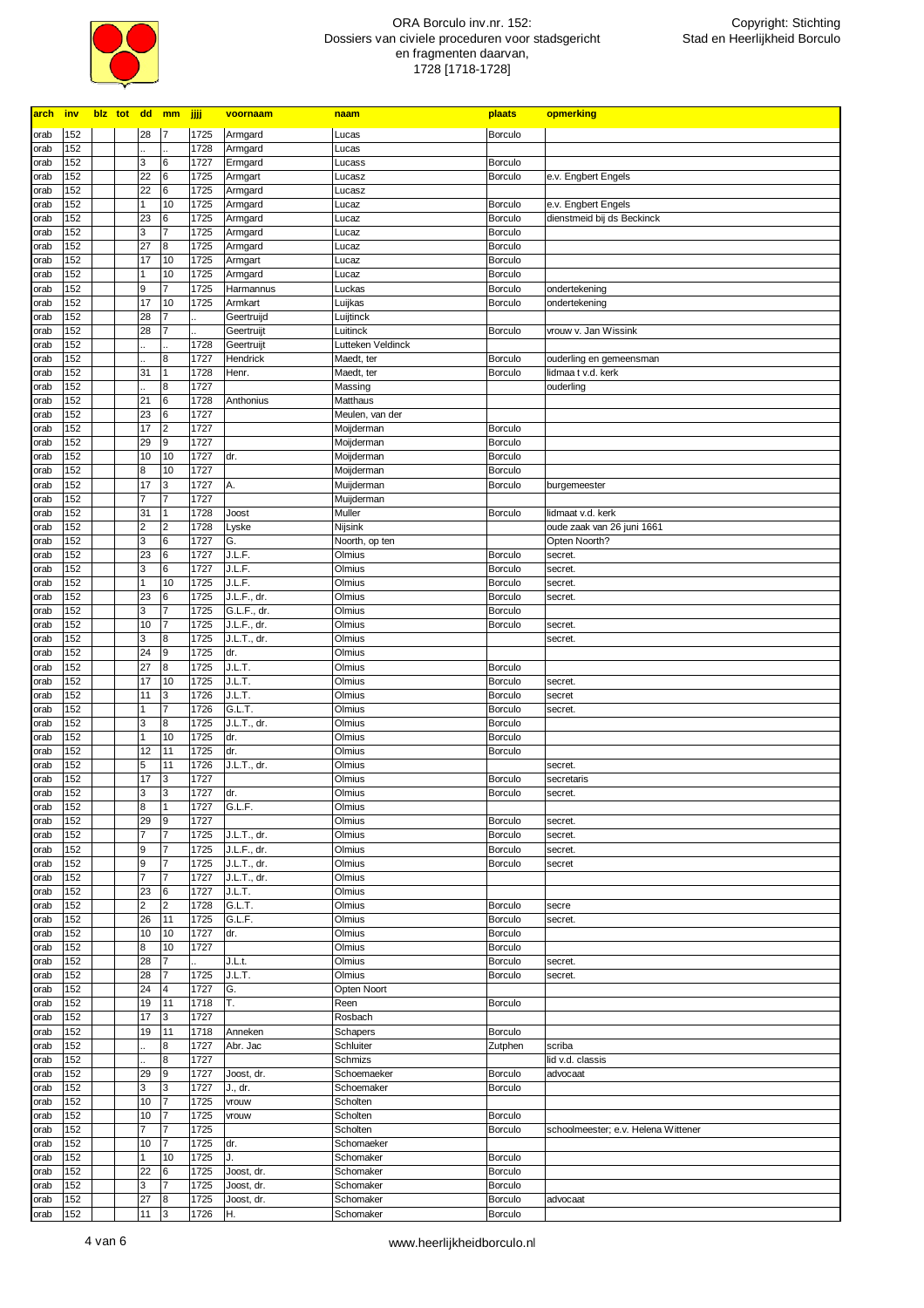ORA Borculo inv.nr. 152:
Dossiers van civiele proceduren voor stadsgericht en fragmenten daarvan, 1728 [1718-1728]

Copyright: Stichting Stad en Heerlijkheid Borculo

| arch | inv | blz | tot | dd | mm | jjjj | voornaam | naam | plaats | opmerking |
|---|---|---|---|---|---|---|---|---|---|---|
| orab | 152 | | | 28 | 7 | 1725 | Armgard | Lucas | Borculo | |
| orab | 152 | | | .. | .. | 1728 | Armgard | Lucas | | |
| orab | 152 | | | 3 | 6 | 1727 | Ermgard | Lucass | Borculo | |
| orab | 152 | | | 22 | 6 | 1725 | Armgart | Lucasz | Borculo | e.v. Engbert Engels |
| orab | 152 | | | 22 | 6 | 1725 | Armgard | Lucasz | | |
| orab | 152 | | | 1 | 10 | 1725 | Armgard | Lucaz | Borculo | e.v. Engbert Engels |
| orab | 152 | | | 23 | 6 | 1725 | Armgard | Lucaz | Borculo | dienstmeid bij ds Beckinck |
| orab | 152 | | | 3 | 7 | 1725 | Armgard | Lucaz | Borculo | |
| orab | 152 | | | 27 | 8 | 1725 | Armgard | Lucaz | Borculo | |
| orab | 152 | | | 17 | 10 | 1725 | Armgart | Lucaz | Borculo | |
| orab | 152 | | | 1 | 10 | 1725 | Armgard | Lucaz | Borculo | |
| orab | 152 | | | 9 | 7 | 1725 | Harmannus | Luckas | Borculo | ondertekening |
| orab | 152 | | | 17 | 10 | 1725 | Armkart | Luijkas | Borculo | ondertekening |
| orab | 152 | | | 28 | 7 | .. | Geertruijd | Luijtinck | | |
| orab | 152 | | | 28 | 7 | .. | Geertruijt | Luitinck | Borculo | vrouw v. Jan Wissink |
| orab | 152 | | | .. | .. | 1728 | Geertruijt | Lutteken Veldinck | | |
| orab | 152 | | | .. | 8 | 1727 | Hendrick | Maedt, ter | Borculo | ouderling en gemeensman |
| orab | 152 | | | 31 | 1 | 1728 | Henr. | Maedt, ter | Borculo | lidmaa t v.d. kerk |
| orab | 152 | | | .. | 8 | 1727 | | Massing | | ouderling |
| orab | 152 | | | 21 | 6 | 1728 | Anthonius | Matthaus | | |
| orab | 152 | | | 23 | 6 | 1727 | | Meulen, van der | | |
| orab | 152 | | | 17 | 2 | 1727 | | Moijderman | Borculo | |
| orab | 152 | | | 29 | 9 | 1727 | | Moijderman | Borculo | |
| orab | 152 | | | 10 | 10 | 1727 | dr. | Moijderman | Borculo | |
| orab | 152 | | | 8 | 10 | 1727 | | Moijderman | Borculo | |
| orab | 152 | | | 17 | 3 | 1727 | A. | Muijderman | Borculo | burgemeester |
| orab | 152 | | | 7 | 7 | 1727 | | Muijderman | | |
| orab | 152 | | | 31 | 1 | 1728 | Joost | Muller | Borculo | lidmaat v.d. kerk |
| orab | 152 | | | 2 | 2 | 1728 | Lyske | Nijsink | | oude zaak van 26 juni 1661 |
| orab | 152 | | | 3 | 6 | 1727 | G. | Noorth, op ten | | Opten Noorth? |
| orab | 152 | | | 23 | 6 | 1727 | J.L.F. | Olmius | Borculo | secret. |
| orab | 152 | | | 3 | 6 | 1727 | J.L.F. | Olmius | Borculo | secret. |
| orab | 152 | | | 1 | 10 | 1725 | J.L.F. | Olmius | Borculo | secret. |
| orab | 152 | | | 23 | 6 | 1725 | J.L.F., dr. | Olmius | Borculo | secret. |
| orab | 152 | | | 3 | 7 | 1725 | G.L.F., dr. | Olmius | Borculo | |
| orab | 152 | | | 10 | 7 | 1725 | J.L.F., dr. | Olmius | Borculo | secret. |
| orab | 152 | | | 3 | 8 | 1725 | J.L.T., dr. | Olmius | | secret. |
| orab | 152 | | | 24 | 9 | 1725 | dr. | Olmius | | |
| orab | 152 | | | 27 | 8 | 1725 | J.L.T. | Olmius | Borculo | |
| orab | 152 | | | 17 | 10 | 1725 | J.L.T. | Olmius | Borculo | secret. |
| orab | 152 | | | 11 | 3 | 1726 | J.L.T. | Olmius | Borculo | secret |
| orab | 152 | | | 1 | 7 | 1726 | G.L.T. | Olmius | Borculo | secret. |
| orab | 152 | | | 3 | 8 | 1725 | J.L.T., dr. | Olmius | Borculo | |
| orab | 152 | | | 1 | 10 | 1725 | dr. | Olmius | Borculo | |
| orab | 152 | | | 12 | 11 | 1725 | dr. | Olmius | Borculo | |
| orab | 152 | | | 5 | 11 | 1726 | J.L.T., dr. | Olmius | | secret. |
| orab | 152 | | | 17 | 3 | 1727 | | Olmius | Borculo | secretaris |
| orab | 152 | | | 3 | 3 | 1727 | dr. | Olmius | Borculo | secret. |
| orab | 152 | | | 8 | 1 | 1727 | G.L.F. | Olmius | | |
| orab | 152 | | | 29 | 9 | 1727 | | Olmius | Borculo | secret. |
| orab | 152 | | | 7 | 7 | 1725 | J.L.T., dr. | Olmius | Borculo | secret. |
| orab | 152 | | | 9 | 7 | 1725 | J.L.F., dr. | Olmius | Borculo | secret. |
| orab | 152 | | | 9 | 7 | 1725 | J.L.T., dr. | Olmius | Borculo | secret |
| orab | 152 | | | 7 | 7 | 1727 | J.L.T., dr. | Olmius | | |
| orab | 152 | | | 23 | 6 | 1727 | J.L.T. | Olmius | | |
| orab | 152 | | | 2 | 2 | 1728 | G.L.T. | Olmius | Borculo | secre |
| orab | 152 | | | 26 | 11 | 1725 | G.L.F. | Olmius | Borculo | secret. |
| orab | 152 | | | 10 | 10 | 1727 | dr. | Olmius | Borculo | |
| orab | 152 | | | 8 | 10 | 1727 | | Olmius | Borculo | |
| orab | 152 | | | 28 | 7 | .. | J.L.t. | Olmius | Borculo | secret. |
| orab | 152 | | | 28 | 7 | 1725 | J.L.T. | Olmius | Borculo | secret. |
| orab | 152 | | | 24 | 4 | 1727 | G. | Opten Noort | | |
| orab | 152 | | | 19 | 11 | 1718 | T. | Reen | Borculo | |
| orab | 152 | | | 17 | 3 | 1727 | | Rosbach | | |
| orab | 152 | | | 19 | 11 | 1718 | Anneken | Schapers | Borculo | |
| orab | 152 | | | .. | 8 | 1727 | Abr. Jac | Schluiter | Zutphen | scriba |
| orab | 152 | | | .. | 8 | 1727 | | Schmizs | | lid v.d. classis |
| orab | 152 | | | 29 | 9 | 1727 | Joost, dr. | Schoemaeker | Borculo | advocaat |
| orab | 152 | | | 3 | 3 | 1727 | J., dr. | Schoemaker | Borculo | |
| orab | 152 | | | 10 | 7 | 1725 | vrouw | Scholten | | |
| orab | 152 | | | 10 | 7 | 1725 | vrouw | Scholten | Borculo | |
| orab | 152 | | | 7 | 7 | 1725 | | Scholten | Borculo | schoolmeester; e.v. Helena Wittener |
| orab | 152 | | | 10 | 7 | 1725 | dr. | Schomaeker | | |
| orab | 152 | | | 1 | 10 | 1725 | J. | Schomaker | Borculo | |
| orab | 152 | | | 22 | 6 | 1725 | Joost, dr. | Schomaker | Borculo | |
| orab | 152 | | | 3 | 7 | 1725 | Joost, dr. | Schomaker | Borculo | |
| orab | 152 | | | 27 | 8 | 1725 | Joost, dr. | Schomaker | Borculo | advocaat |
| orab | 152 | | | 11 | 3 | 1726 | H. | Schomaker | Borculo | |

www.heerlijkheidborculo.nl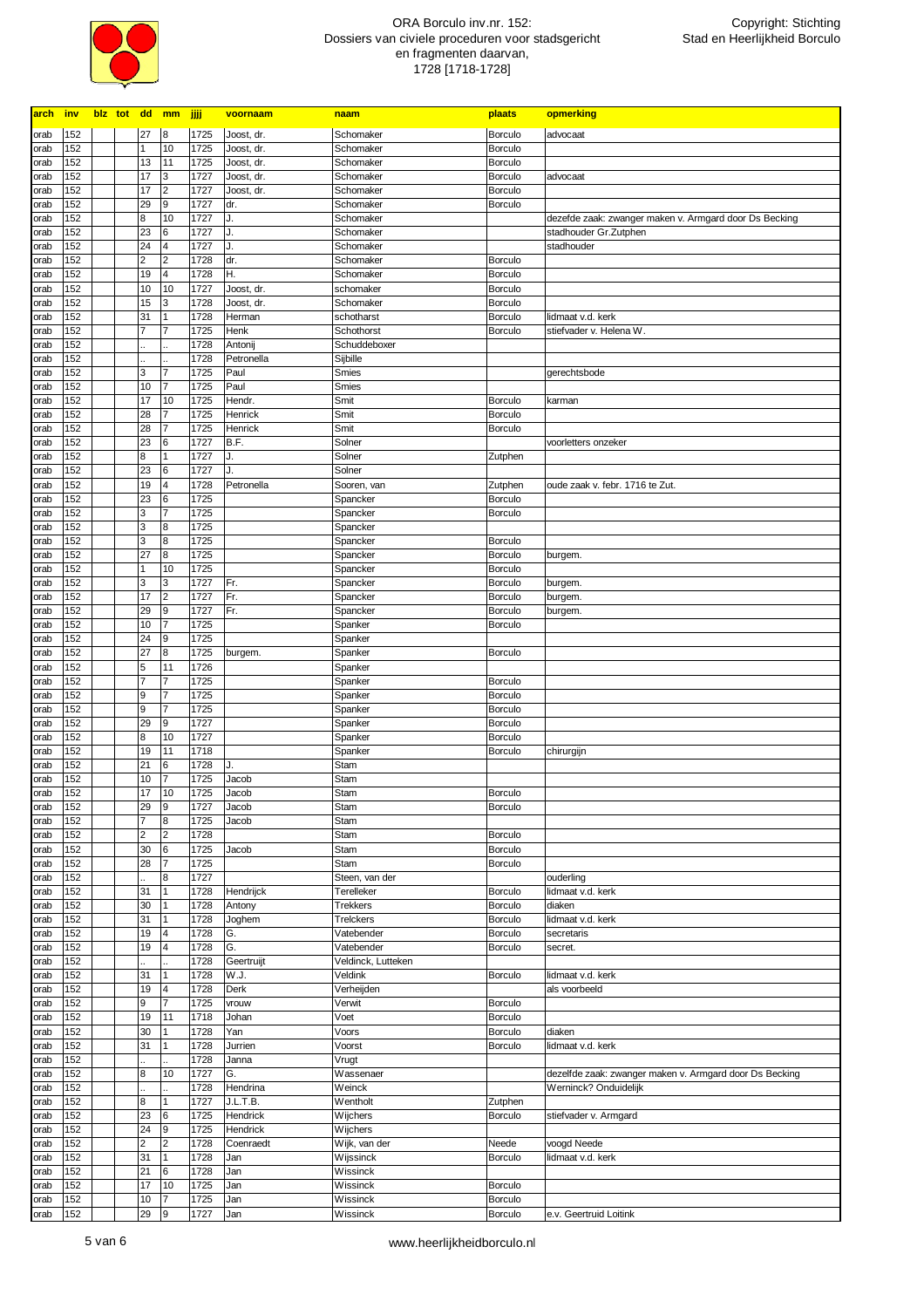ORA Borculo inv.nr. 152:
Dossiers van civiele proceduren voor stadsgericht
en fragmenten daarvan,
1728 [1718-1728]

Copyright: Stichting
Stad en Heerlijkheid Borculo

| arch | inv | blz | tot | dd | mm | jjjj | voornaam | naam | plaats | opmerking |
|---|---|---|---|---|---|---|---|---|---|---|
| orab | 152 | | | 27 | 8 | 1725 | Joost, dr. | Schomaker | Borculo | advocaat |
| orab | 152 | | | 1 | 10 | 1725 | Joost, dr. | Schomaker | Borculo | |
| orab | 152 | | | 13 | 11 | 1725 | Joost, dr. | Schomaker | Borculo | |
| orab | 152 | | | 17 | 3 | 1727 | Joost, dr. | Schomaker | Borculo | advocaat |
| orab | 152 | | | 17 | 2 | 1727 | Joost, dr. | Schomaker | Borculo | |
| orab | 152 | | | 29 | 9 | 1727 | dr. | Schomaker | Borculo | |
| orab | 152 | | | 8 | 10 | 1727 | J. | Schomaker | | dezefde zaak: zwanger maken v. Armgard door Ds Becking |
| orab | 152 | | | 23 | 6 | 1727 | J. | Schomaker | | stadhouder Gr.Zutphen |
| orab | 152 | | | 24 | 4 | 1727 | J. | Schomaker | | stadhouder |
| orab | 152 | | | 2 | 2 | 1728 | dr. | Schomaker | Borculo | |
| orab | 152 | | | 19 | 4 | 1728 | H. | Schomaker | Borculo | |
| orab | 152 | | | 10 | 10 | 1727 | Joost, dr. | schomaker | Borculo | |
| orab | 152 | | | 15 | 3 | 1728 | Joost, dr. | Schomaker | Borculo | |
| orab | 152 | | | 31 | 1 | 1728 | Herman | schotharst | Borculo | lidmaat v.d. kerk |
| orab | 152 | | | 7 | 7 | 1725 | Henk | Schothorst | Borculo | stiefvader v. Helena W. |
| orab | 152 | | | .. | .. | 1728 | Antonij | Schuddeboxer | | |
| orab | 152 | | | .. | .. | 1728 | Petronella | Sijbille | | |
| orab | 152 | | | 3 | 7 | 1725 | Paul | Smies | | gerechtsbode |
| orab | 152 | | | 10 | 7 | 1725 | Paul | Smies | | |
| orab | 152 | | | 17 | 10 | 1725 | Hendr. | Smit | Borculo | karman |
| orab | 152 | | | 28 | 7 | 1725 | Henrick | Smit | Borculo | |
| orab | 152 | | | 28 | 7 | 1725 | Henrick | Smit | Borculo | |
| orab | 152 | | | 23 | 6 | 1727 | B.F. | Solner | | voorletters onzeker |
| orab | 152 | | | 8 | 1 | 1727 | J. | Solner | Zutphen | |
| orab | 152 | | | 23 | 6 | 1727 | J. | Solner | | |
| orab | 152 | | | 19 | 4 | 1728 | Petronella | Sooren, van | Zutphen | oude zaak v. febr. 1716 te Zut. |
| orab | 152 | | | 23 | 6 | 1725 | | Spancker | Borculo | |
| orab | 152 | | | 3 | 7 | 1725 | | Spancker | Borculo | |
| orab | 152 | | | 3 | 8 | 1725 | | Spancker | | |
| orab | 152 | | | 3 | 8 | 1725 | | Spancker | Borculo | |
| orab | 152 | | | 27 | 8 | 1725 | | Spancker | Borculo | burgem. |
| orab | 152 | | | 1 | 10 | 1725 | | Spancker | Borculo | |
| orab | 152 | | | 3 | 3 | 1727 | Fr. | Spancker | Borculo | burgem. |
| orab | 152 | | | 17 | 2 | 1727 | Fr. | Spancker | Borculo | burgem. |
| orab | 152 | | | 29 | 9 | 1727 | Fr. | Spancker | Borculo | burgem. |
| orab | 152 | | | 10 | 7 | 1725 | | Spanker | Borculo | |
| orab | 152 | | | 24 | 9 | 1725 | | Spanker | | |
| orab | 152 | | | 27 | 8 | 1725 | burgem. | Spanker | Borculo | |
| orab | 152 | | | 5 | 11 | 1726 | | Spanker | | |
| orab | 152 | | | 7 | 7 | 1725 | | Spanker | Borculo | |
| orab | 152 | | | 9 | 7 | 1725 | | Spanker | Borculo | |
| orab | 152 | | | 9 | 7 | 1725 | | Spanker | Borculo | |
| orab | 152 | | | 29 | 9 | 1727 | | Spanker | Borculo | |
| orab | 152 | | | 8 | 10 | 1727 | | Spanker | Borculo | |
| orab | 152 | | | 19 | 11 | 1718 | | Spanker | Borculo | chirurgijn |
| orab | 152 | | | 21 | 6 | 1728 | J. | Stam | | |
| orab | 152 | | | 10 | 7 | 1725 | Jacob | Stam | | |
| orab | 152 | | | 17 | 10 | 1725 | Jacob | Stam | Borculo | |
| orab | 152 | | | 29 | 9 | 1727 | Jacob | Stam | Borculo | |
| orab | 152 | | | 7 | 8 | 1725 | Jacob | Stam | | |
| orab | 152 | | | 2 | 2 | 1728 | | Stam | Borculo | |
| orab | 152 | | | 30 | 6 | 1725 | Jacob | Stam | Borculo | |
| orab | 152 | | | 28 | 7 | 1725 | | Stam | Borculo | |
| orab | 152 | | | .. | 8 | 1727 | | Steen, van der | | ouderling |
| orab | 152 | | | 31 | 1 | 1728 | Hendrijck | Terelleker | Borculo | lidmaat v.d. kerk |
| orab | 152 | | | 30 | 1 | 1728 | Antony | Trekkers | Borculo | diaken |
| orab | 152 | | | 31 | 1 | 1728 | Joghem | Trelckers | Borculo | lidmaat v.d. kerk |
| orab | 152 | | | 19 | 4 | 1728 | G. | Vatebender | Borculo | secretaris |
| orab | 152 | | | 19 | 4 | 1728 | G. | Vatebender | Borculo | secret. |
| orab | 152 | | | .. | .. | 1728 | Geertruijt | Veldinck, Lutteken | | |
| orab | 152 | | | 31 | 1 | 1728 | W.J. | Veldink | Borculo | lidmaat v.d. kerk |
| orab | 152 | | | 19 | 4 | 1728 | Derk | Verheijden | | als voorbeeld |
| orab | 152 | | | 9 | 7 | 1725 | vrouw | Verwit | Borculo | |
| orab | 152 | | | 19 | 11 | 1718 | Johan | Voet | Borculo | |
| orab | 152 | | | 30 | 1 | 1728 | Yan | Voors | Borculo | diaken |
| orab | 152 | | | 31 | 1 | 1728 | Jurrien | Voorst | Borculo | lidmaat v.d. kerk |
| orab | 152 | | | .. | .. | 1728 | Janna | Vrugt | | |
| orab | 152 | | | 8 | 10 | 1727 | G. | Wassenaer | | dezelfde zaak: zwanger maken v. Armgard door Ds Becking |
| orab | 152 | | | .. | .. | 1728 | Hendrina | Weinck | | Werninck? Onduidelijk |
| orab | 152 | | | 8 | 1 | 1727 | J.L.T.B. | Wentholt | Zutphen | |
| orab | 152 | | | 23 | 6 | 1725 | Hendrick | Wijchers | Borculo | stiefvader v. Armgard |
| orab | 152 | | | 24 | 9 | 1725 | Hendrick | Wijchers | | |
| orab | 152 | | | 2 | 2 | 1728 | Coenraedt | Wijk, van der | Neede | voogd Neede |
| orab | 152 | | | 31 | 1 | 1728 | Jan | Wijssinck | Borculo | lidmaat v.d. kerk |
| orab | 152 | | | 21 | 6 | 1728 | Jan | Wissinck | | |
| orab | 152 | | | 17 | 10 | 1725 | Jan | Wissinck | Borculo | |
| orab | 152 | | | 10 | 7 | 1725 | Jan | Wissinck | Borculo | |
| orab | 152 | | | 29 | 9 | 1727 | Jan | Wissinck | Borculo | e.v. Geertruid Loitink |

www.heerlijkheidborculo.nl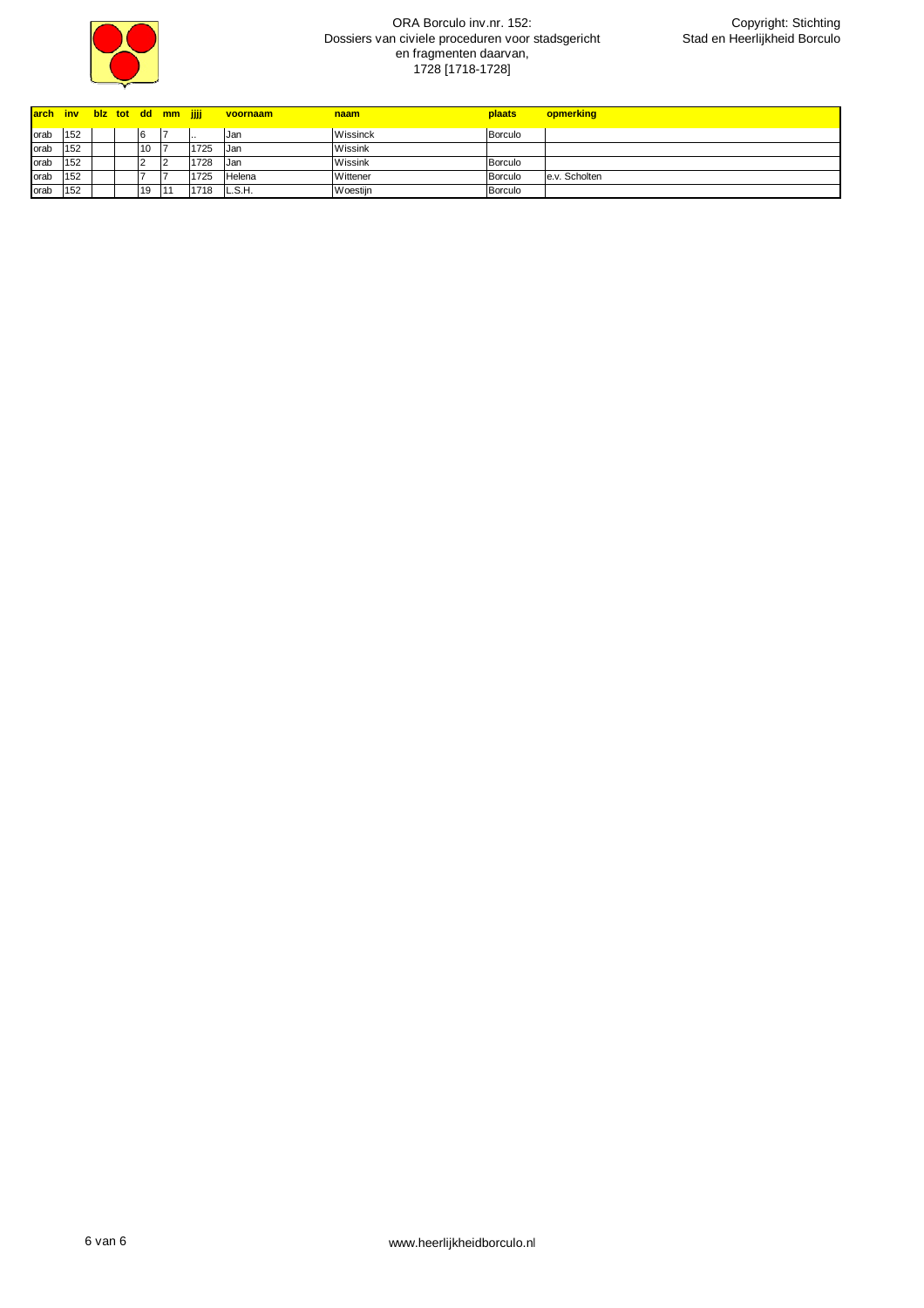| arch | inv | blz | tot | dd | mm | jjjj | voornaam | naam | plaats | opmerking |
|---|---|---|---|---|---|---|---|---|---|---|
| orab | 152 | | | 6 | 7 | .. | Jan | Wissinck | Borculo | |
| orab | 152 | | | 10 | 7 | 1725 | Jan | Wissink | | |
| orab | 152 | | | 2 | 2 | 1728 | Jan | Wissink | Borculo | |
| orab | 152 | | | 7 | 7 | 1725 | Helena | Wittener | Borculo | e.v. Scholten |
| orab | 152 | | | 19 | 11 | 1718 | L.S.H. | Woestijn | Borculo | |